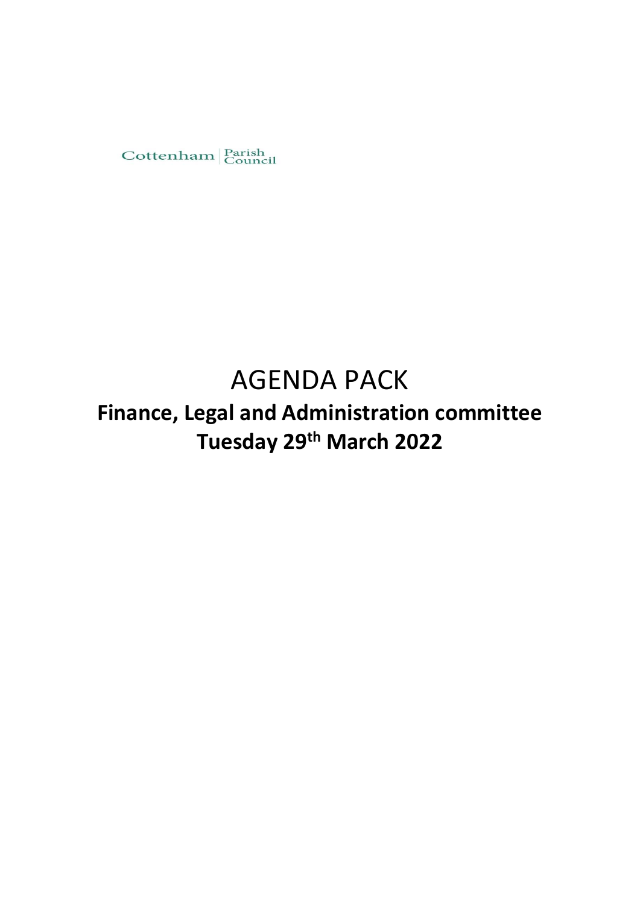Cottenham | Parish Council

# AGENDA PACK

## Finance, Legal and Administration committee
## Tuesday 29th March 2022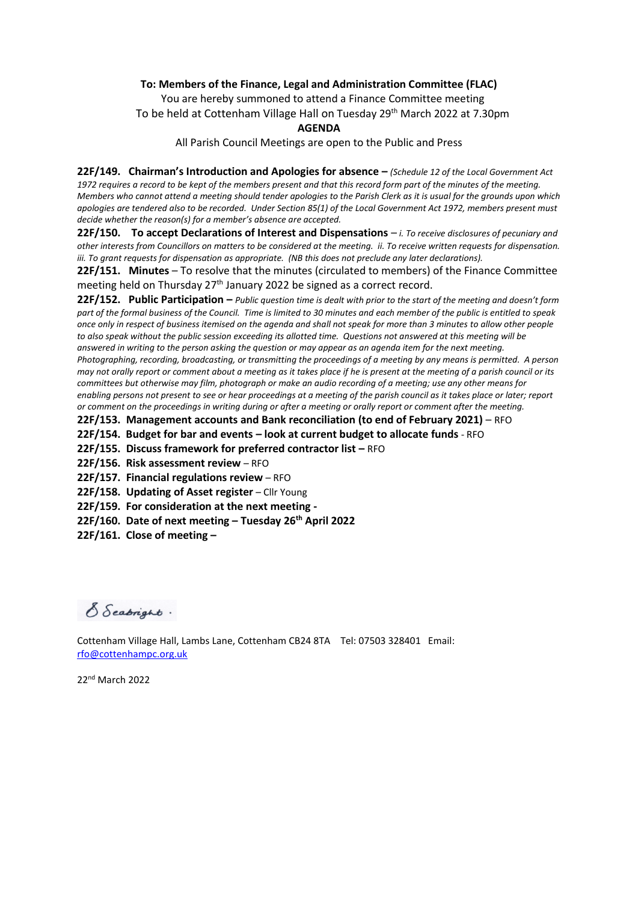**To: Members of the Finance, Legal and Administration Committee (FLAC)**

You are hereby summoned to attend a Finance Committee meeting

To be held at Cottenham Village Hall on Tuesday 29th March 2022 at 7.30pm

**AGENDA**

All Parish Council Meetings are open to the Public and Press

**22F/149. Chairman's Introduction and Apologies for absence –** *(Schedule 12 of the Local Government Act 1972 requires a record to be kept of the members present and that this record form part of the minutes of the meeting. Members who cannot attend a meeting should tender apologies to the Parish Clerk as it is usual for the grounds upon which apologies are tendered also to be recorded. Under Section 85(1) of the Local Government Act 1972, members present must decide whether the reason(s) for a member's absence are accepted.*

**22F/150. To accept Declarations of Interest and Dispensations** – *i. To receive disclosures of pecuniary and other interests from Councillors on matters to be considered at the meeting. ii. To receive written requests for dispensation. iii. To grant requests for dispensation as appropriate. (NB this does not preclude any later declarations).*

**22F/151. Minutes** – To resolve that the minutes (circulated to members) of the Finance Committee meeting held on Thursday 27th January 2022 be signed as a correct record.

**22F/152. Public Participation –** *Public question time is dealt with prior to the start of the meeting and doesn't form part of the formal business of the Council. Time is limited to 30 minutes and each member of the public is entitled to speak once only in respect of business itemised on the agenda and shall not speak for more than 3 minutes to allow other people to also speak without the public session exceeding its allotted time. Questions not answered at this meeting will be answered in writing to the person asking the question or may appear as an agenda item for the next meeting. Photographing, recording, broadcasting, or transmitting the proceedings of a meeting by any means is permitted. A person may not orally report or comment about a meeting as it takes place if he is present at the meeting of a parish council or its committees but otherwise may film, photograph or make an audio recording of a meeting; use any other means for enabling persons not present to see or hear proceedings at a meeting of the parish council as it takes place or later; report or comment on the proceedings in writing during or after a meeting or orally report or comment after the meeting.*

**22F/153. Management accounts and Bank reconciliation (to end of February 2021)** – RFO

**22F/154. Budget for bar and events – look at current budget to allocate funds** - RFO

**22F/155. Discuss framework for preferred contractor list –** RFO

**22F/156. Risk assessment review** – RFO

**22F/157. Financial regulations review** – RFO

**22F/158. Updating of Asset register** – Cllr Young

**22F/159. For consideration at the next meeting -**

**22F/160. Date of next meeting – Tuesday 26th April 2022**

**22F/161. Close of meeting –**

S Seabright.

Cottenham Village Hall, Lambs Lane, Cottenham CB24 8TA Tel: 07503 328401 Email: rfo@cottenhampc.org.uk

22nd March 2022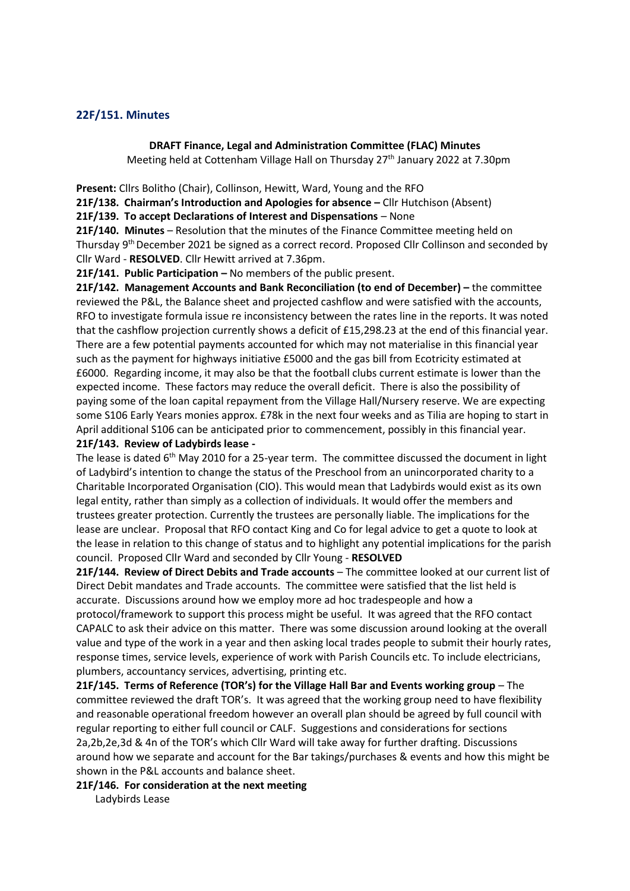## 22F/151. Minutes

**DRAFT Finance, Legal and Administration Committee (FLAC) Minutes**

Meeting held at Cottenham Village Hall on Thursday 27th January 2022 at 7.30pm

**Present:** Cllrs Bolitho (Chair), Collinson, Hewitt, Ward, Young and the RFO

**21F/138. Chairman's Introduction and Apologies for absence –** Cllr Hutchison (Absent)

**21F/139. To accept Declarations of Interest and Dispensations** – None

**21F/140. Minutes** – Resolution that the minutes of the Finance Committee meeting held on Thursday 9th December 2021 be signed as a correct record. Proposed Cllr Collinson and seconded by Cllr Ward - **RESOLVED**. Cllr Hewitt arrived at 7.36pm.

**21F/141. Public Participation –** No members of the public present.

**21F/142. Management Accounts and Bank Reconciliation (to end of December) –** the committee reviewed the P&L, the Balance sheet and projected cashflow and were satisfied with the accounts, RFO to investigate formula issue re inconsistency between the rates line in the reports. It was noted that the cashflow projection currently shows a deficit of £15,298.23 at the end of this financial year. There are a few potential payments accounted for which may not materialise in this financial year such as the payment for highways initiative £5000 and the gas bill from Ecotricity estimated at £6000. Regarding income, it may also be that the football clubs current estimate is lower than the expected income. These factors may reduce the overall deficit. There is also the possibility of paying some of the loan capital repayment from the Village Hall/Nursery reserve. We are expecting some S106 Early Years monies approx. £78k in the next four weeks and as Tilia are hoping to start in April additional S106 can be anticipated prior to commencement, possibly in this financial year.

**21F/143. Review of Ladybirds lease -**

The lease is dated 6th May 2010 for a 25-year term. The committee discussed the document in light of Ladybird's intention to change the status of the Preschool from an unincorporated charity to a Charitable Incorporated Organisation (CIO). This would mean that Ladybirds would exist as its own legal entity, rather than simply as a collection of individuals. It would offer the members and trustees greater protection. Currently the trustees are personally liable. The implications for the lease are unclear. Proposal that RFO contact King and Co for legal advice to get a quote to look at the lease in relation to this change of status and to highlight any potential implications for the parish council. Proposed Cllr Ward and seconded by Cllr Young - **RESOLVED**

**21F/144. Review of Direct Debits and Trade accounts** – The committee looked at our current list of Direct Debit mandates and Trade accounts. The committee were satisfied that the list held is accurate. Discussions around how we employ more ad hoc tradespeople and how a protocol/framework to support this process might be useful. It was agreed that the RFO contact CAPALC to ask their advice on this matter. There was some discussion around looking at the overall value and type of the work in a year and then asking local trades people to submit their hourly rates, response times, service levels, experience of work with Parish Councils etc. To include electricians, plumbers, accountancy services, advertising, printing etc.

**21F/145. Terms of Reference (TOR's) for the Village Hall Bar and Events working group** – The committee reviewed the draft TOR's. It was agreed that the working group need to have flexibility and reasonable operational freedom however an overall plan should be agreed by full council with regular reporting to either full council or CALF. Suggestions and considerations for sections 2a,2b,2e,3d & 4n of the TOR's which Cllr Ward will take away for further drafting. Discussions around how we separate and account for the Bar takings/purchases & events and how this might be shown in the P&L accounts and balance sheet.

**21F/146. For consideration at the next meeting**

Ladybirds Lease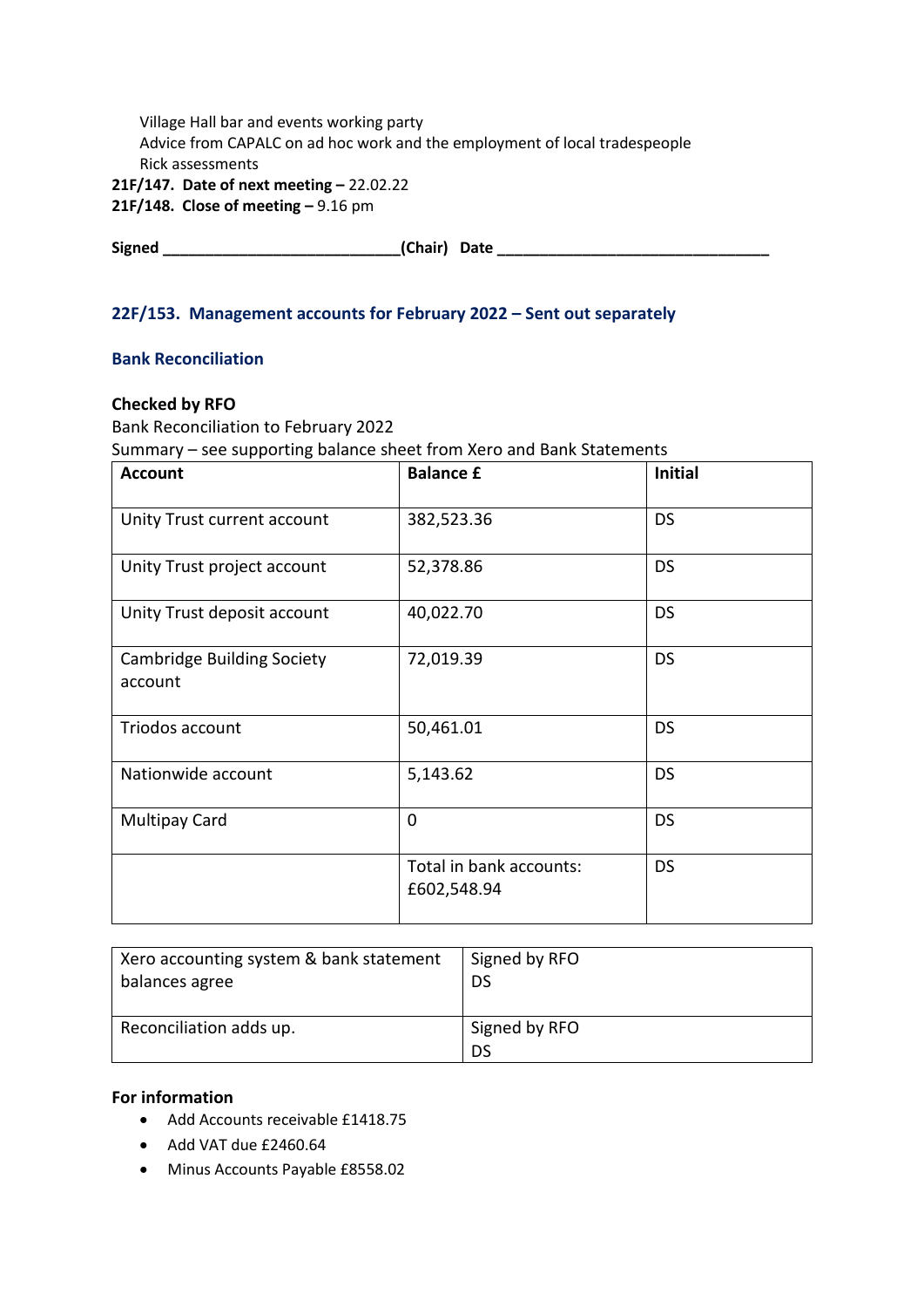Village Hall bar and events working party
Advice from CAPALC on ad hoc work and the employment of local tradespeople
Rick assessments

**21F/147. Date of next meeting –** 22.02.22

**21F/148. Close of meeting –** 9.16 pm

**Signed** _____________________________**(Chair) Date** _________________________________

### 22F/153. Management accounts for February 2022 – Sent out separately

### Bank Reconciliation

**Checked by RFO**

Bank Reconciliation to February 2022

Summary – see supporting balance sheet from Xero and Bank Statements

| Account | Balance £ | Initial |
|---|---|---|
| Unity Trust current account | 382,523.36 | DS |
| Unity Trust project account | 52,378.86 | DS |
| Unity Trust deposit account | 40,022.70 | DS |
| Cambridge Building Society account | 72,019.39 | DS |
| Triodos account | 50,461.01 | DS |
| Nationwide account | 5,143.62 | DS |
| Multipay Card | 0 | DS |
| | Total in bank accounts: £602,548.94 | DS |

| Xero accounting system & bank statement balances agree | Signed by RFO DS |
|---|---|
| Reconciliation adds up. | Signed by RFO DS |

**For information**

- Add Accounts receivable £1418.75
- Add VAT due £2460.64
- Minus Accounts Payable £8558.02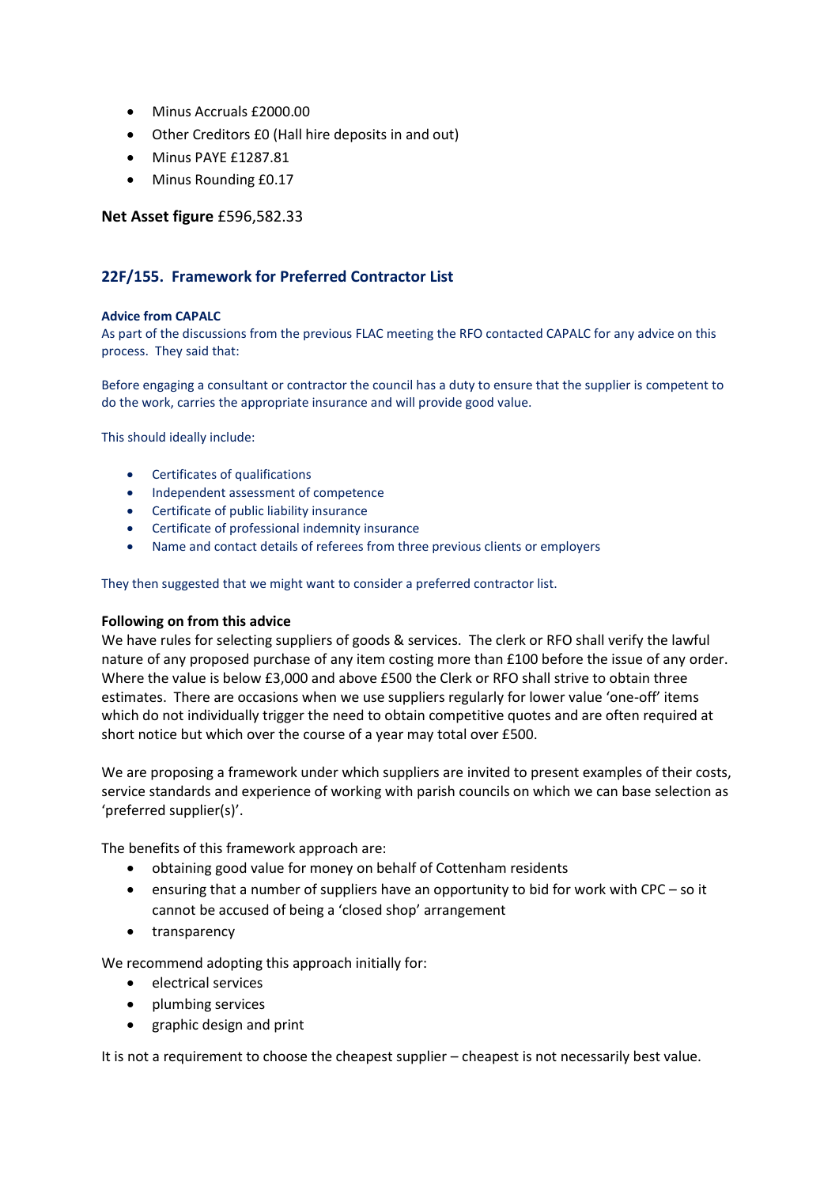- Minus Accruals £2000.00
- Other Creditors £0 (Hall hire deposits in and out)
- Minus PAYE £1287.81
- Minus Rounding £0.17

**Net Asset figure** £596,582.33

## 22F/155. Framework for Preferred Contractor List

#### Advice from CAPALC

As part of the discussions from the previous FLAC meeting the RFO contacted CAPALC for any advice on this process. They said that:

Before engaging a consultant or contractor the council has a duty to ensure that the supplier is competent to do the work, carries the appropriate insurance and will provide good value.

This should ideally include:

- Certificates of qualifications
- Independent assessment of competence
- Certificate of public liability insurance
- Certificate of professional indemnity insurance
- Name and contact details of referees from three previous clients or employers

They then suggested that we might want to consider a preferred contractor list.

**Following on from this advice**

We have rules for selecting suppliers of goods & services. The clerk or RFO shall verify the lawful nature of any proposed purchase of any item costing more than £100 before the issue of any order. Where the value is below £3,000 and above £500 the Clerk or RFO shall strive to obtain three estimates. There are occasions when we use suppliers regularly for lower value 'one-off' items which do not individually trigger the need to obtain competitive quotes and are often required at short notice but which over the course of a year may total over £500.

We are proposing a framework under which suppliers are invited to present examples of their costs, service standards and experience of working with parish councils on which we can base selection as 'preferred supplier(s)'.

The benefits of this framework approach are:

- obtaining good value for money on behalf of Cottenham residents
- ensuring that a number of suppliers have an opportunity to bid for work with CPC – so it cannot be accused of being a 'closed shop' arrangement
- transparency

We recommend adopting this approach initially for:

- electrical services
- plumbing services
- graphic design and print

It is not a requirement to choose the cheapest supplier – cheapest is not necessarily best value.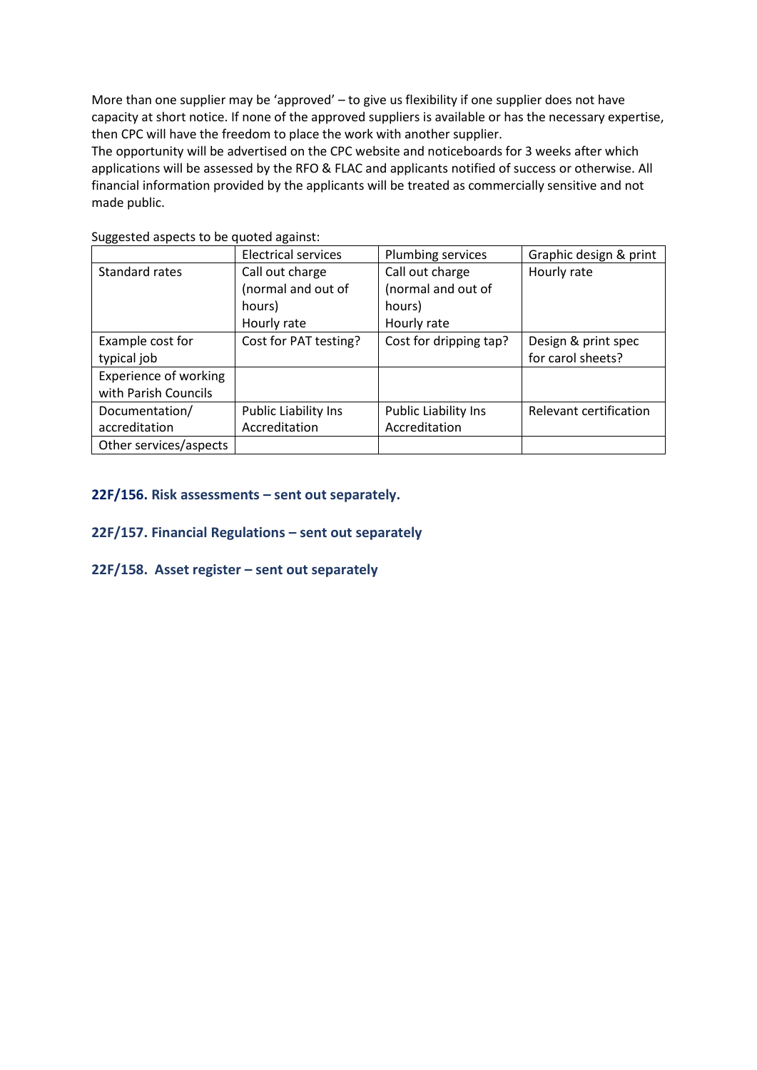More than one supplier may be 'approved' – to give us flexibility if one supplier does not have capacity at short notice. If none of the approved suppliers is available or has the necessary expertise, then CPC will have the freedom to place the work with another supplier.
The opportunity will be advertised on the CPC website and noticeboards for 3 weeks after which applications will be assessed by the RFO & FLAC and applicants notified of success or otherwise. All financial information provided by the applicants will be treated as commercially sensitive and not made public.

Suggested aspects to be quoted against:

| | Electrical services | Plumbing services | Graphic design & print |
|---|---|---|---|
| Standard rates | Call out charge (normal and out of hours)<br>Hourly rate | Call out charge (normal and out of hours)<br>Hourly rate | Hourly rate |
| Example cost for typical job | Cost for PAT testing? | Cost for dripping tap? | Design & print spec for carol sheets? |
| Experience of working with Parish Councils | | | |
| Documentation/ accreditation | Public Liability Ins<br>Accreditation | Public Liability Ins<br>Accreditation | Relevant certification |
| Other services/aspects | | | |

### 22F/156. Risk assessments – sent out separately.

### 22F/157. Financial Regulations – sent out separately

### 22F/158. Asset register – sent out separately